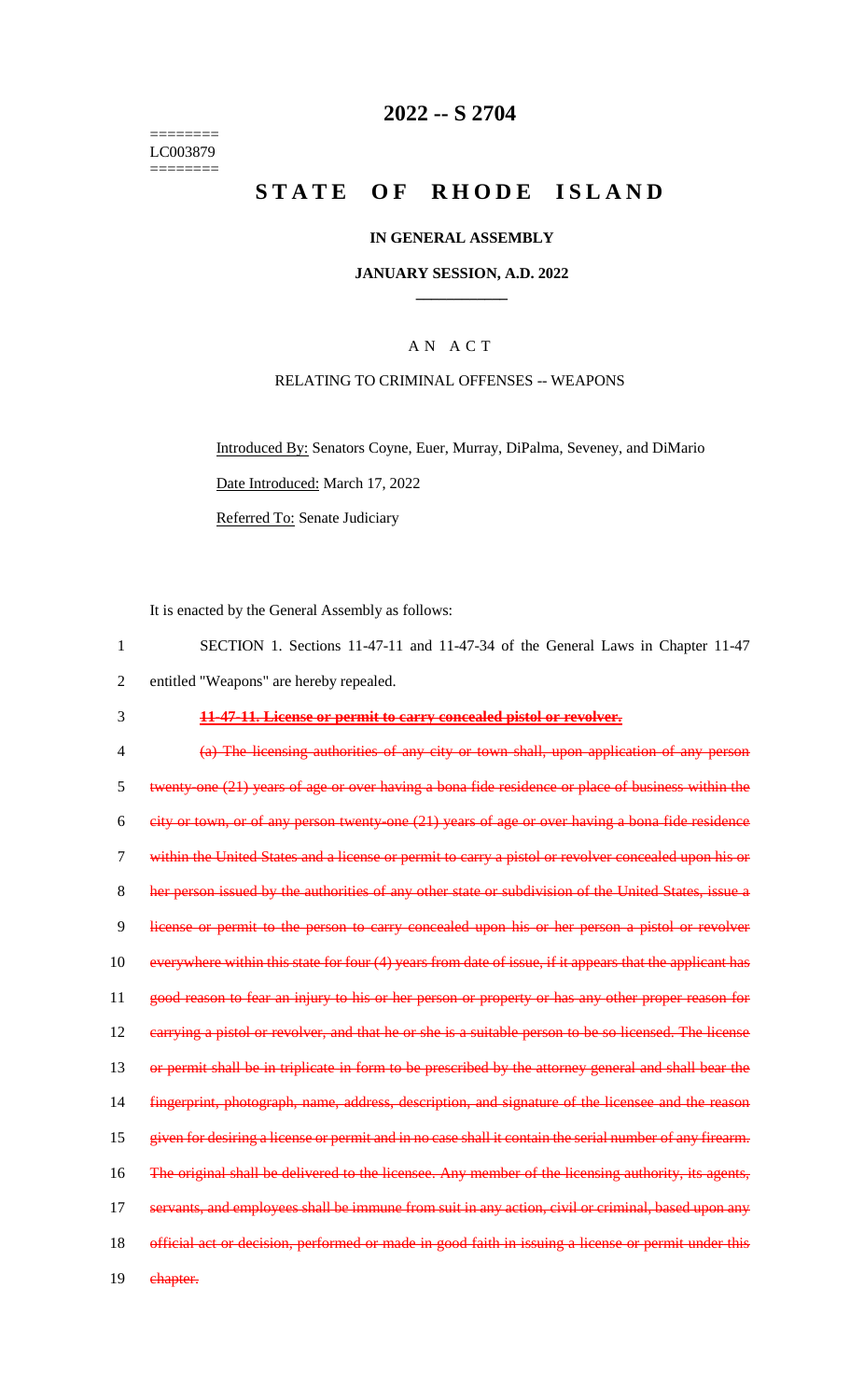========
LC003879
========

# 2022 -- S 2704

# STATE OF RHODE ISLAND

### IN GENERAL ASSEMBLY

### JANUARY SESSION, A.D. 2022

## AN ACT

### RELATING TO CRIMINAL OFFENSES -- WEAPONS

Introduced By: Senators Coyne, Euer, Murray, DiPalma, Seveney, and DiMario

Date Introduced: March 17, 2022

Referred To: Senate Judiciary

It is enacted by the General Assembly as follows:

SECTION 1. Sections 11-47-11 and 11-47-34 of the General Laws in Chapter 11-47 entitled "Weapons" are hereby repealed.

~~**11-47-11. License or permit to carry concealed pistol or revolver.**~~

~~(a) The licensing authorities of any city or town shall, upon application of any person twenty-one (21) years of age or over having a bona fide residence or place of business within the city or town, or of any person twenty-one (21) years of age or over having a bona fide residence within the United States and a license or permit to carry a pistol or revolver concealed upon his or her person issued by the authorities of any other state or subdivision of the United States, issue a license or permit to the person to carry concealed upon his or her person a pistol or revolver everywhere within this state for four (4) years from date of issue, if it appears that the applicant has good reason to fear an injury to his or her person or property or has any other proper reason for carrying a pistol or revolver, and that he or she is a suitable person to be so licensed. The license or permit shall be in triplicate in form to be prescribed by the attorney general and shall bear the fingerprint, photograph, name, address, description, and signature of the licensee and the reason given for desiring a license or permit and in no case shall it contain the serial number of any firearm. The original shall be delivered to the licensee. Any member of the licensing authority, its agents, servants, and employees shall be immune from suit in any action, civil or criminal, based upon any official act or decision, performed or made in good faith in issuing a license or permit under this chapter.~~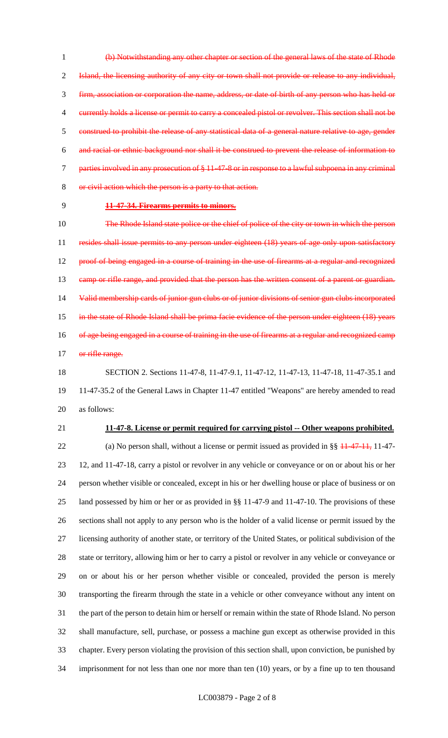~~(b) Notwithstanding any other chapter or section of the general laws of the state of Rhode Island, the licensing authority of any city or town shall not provide or release to any individual, firm, association or corporation the name, address, or date of birth of any person who has held or currently holds a license or permit to carry a concealed pistol or revolver. This section shall not be construed to prohibit the release of any statistical data of a general nature relative to age, gender and racial or ethnic background nor shall it be construed to prevent the release of information to parties involved in any prosecution of § 11-47-8 or in response to a lawful subpoena in any criminal or civil action which the person is a party to that action.~~

**~~11-47-34. Firearms permits to minors.~~**

~~The Rhode Island state police or the chief of police of the city or town in which the person resides shall issue permits to any person under eighteen (18) years of age only upon satisfactory proof of being engaged in a course of training in the use of firearms at a regular and recognized camp or rifle range, and provided that the person has the written consent of a parent or guardian. Valid membership cards of junior gun clubs or of junior divisions of senior gun clubs incorporated in the state of Rhode Island shall be prima facie evidence of the person under eighteen (18) years of age being engaged in a course of training in the use of firearms at a regular and recognized camp or rifle range.~~

SECTION 2. Sections 11-47-8, 11-47-9.1, 11-47-12, 11-47-13, 11-47-18, 11-47-35.1 and 11-47-35.2 of the General Laws in Chapter 11-47 entitled "Weapons" are hereby amended to read as follows:

**11-47-8. License or permit required for carrying pistol -- Other weapons prohibited.**

(a) No person shall, without a license or permit issued as provided in §§ ~~11-47-11,~~ 11-47-12, and 11-47-18, carry a pistol or revolver in any vehicle or conveyance or on or about his or her person whether visible or concealed, except in his or her dwelling house or place of business or on land possessed by him or her or as provided in §§ 11-47-9 and 11-47-10. The provisions of these sections shall not apply to any person who is the holder of a valid license or permit issued by the licensing authority of another state, or territory of the United States, or political subdivision of the state or territory, allowing him or her to carry a pistol or revolver in any vehicle or conveyance or on or about his or her person whether visible or concealed, provided the person is merely transporting the firearm through the state in a vehicle or other conveyance without any intent on the part of the person to detain him or herself or remain within the state of Rhode Island. No person shall manufacture, sell, purchase, or possess a machine gun except as otherwise provided in this chapter. Every person violating the provision of this section shall, upon conviction, be punished by imprisonment for not less than one nor more than ten (10) years, or by a fine up to ten thousand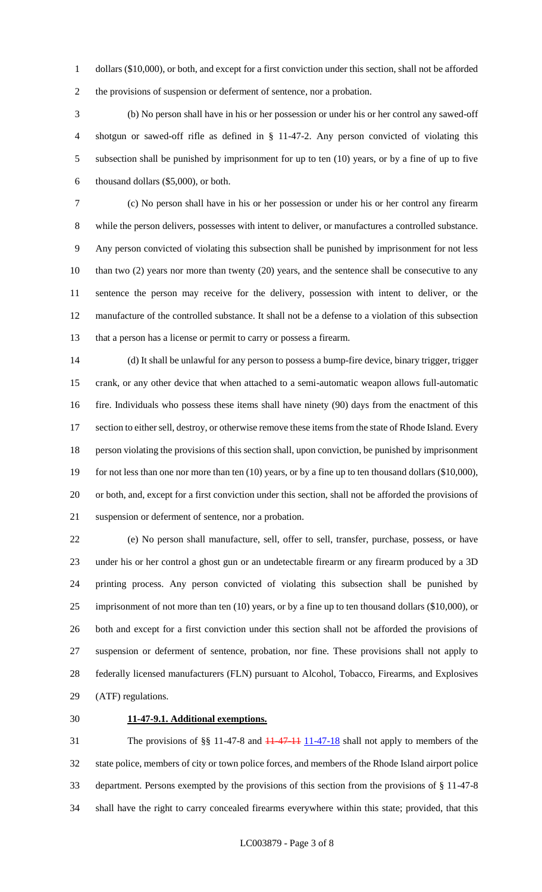dollars ($10,000), or both, and except for a first conviction under this section, shall not be afforded the provisions of suspension or deferment of sentence, nor a probation.

(b) No person shall have in his or her possession or under his or her control any sawed-off shotgun or sawed-off rifle as defined in § 11-47-2. Any person convicted of violating this subsection shall be punished by imprisonment for up to ten (10) years, or by a fine of up to five thousand dollars ($5,000), or both.

(c) No person shall have in his or her possession or under his or her control any firearm while the person delivers, possesses with intent to deliver, or manufactures a controlled substance. Any person convicted of violating this subsection shall be punished by imprisonment for not less than two (2) years nor more than twenty (20) years, and the sentence shall be consecutive to any sentence the person may receive for the delivery, possession with intent to deliver, or the manufacture of the controlled substance. It shall not be a defense to a violation of this subsection that a person has a license or permit to carry or possess a firearm.

(d) It shall be unlawful for any person to possess a bump-fire device, binary trigger, trigger crank, or any other device that when attached to a semi-automatic weapon allows full-automatic fire. Individuals who possess these items shall have ninety (90) days from the enactment of this section to either sell, destroy, or otherwise remove these items from the state of Rhode Island. Every person violating the provisions of this section shall, upon conviction, be punished by imprisonment for not less than one nor more than ten (10) years, or by a fine up to ten thousand dollars ($10,000), or both, and, except for a first conviction under this section, shall not be afforded the provisions of suspension or deferment of sentence, nor a probation.

(e) No person shall manufacture, sell, offer to sell, transfer, purchase, possess, or have under his or her control a ghost gun or an undetectable firearm or any firearm produced by a 3D printing process. Any person convicted of violating this subsection shall be punished by imprisonment of not more than ten (10) years, or by a fine up to ten thousand dollars ($10,000), or both and except for a first conviction under this section shall not be afforded the provisions of suspension or deferment of sentence, probation, nor fine. These provisions shall not apply to federally licensed manufacturers (FLN) pursuant to Alcohol, Tobacco, Firearms, and Explosives (ATF) regulations.

**11-47-9.1. Additional exemptions.**

The provisions of §§ 11-47-8 and ~~11-47-11~~ 11-47-18 shall not apply to members of the state police, members of city or town police forces, and members of the Rhode Island airport police department. Persons exempted by the provisions of this section from the provisions of § 11-47-8 shall have the right to carry concealed firearms everywhere within this state; provided, that this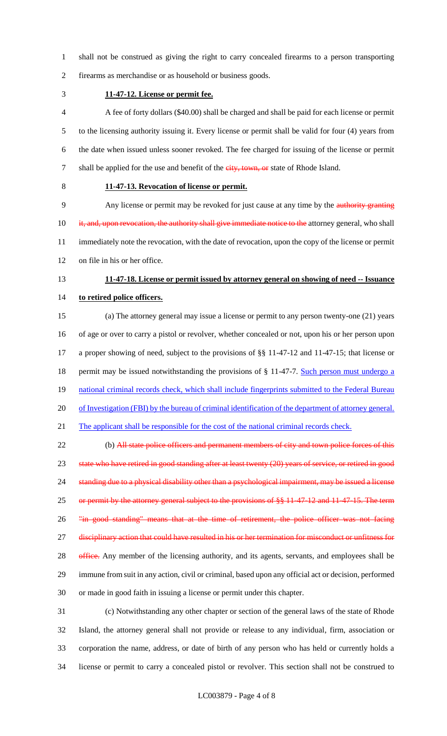shall not be construed as giving the right to carry concealed firearms to a person transporting firearms as merchandise or as household or business goods.

**11-47-12. License or permit fee.**

A fee of forty dollars ($40.00) shall be charged and shall be paid for each license or permit to the licensing authority issuing it. Every license or permit shall be valid for four (4) years from the date when issued unless sooner revoked. The fee charged for issuing of the license or permit shall be applied for the use and benefit of the ~~city, town, or~~ state of Rhode Island.

**11-47-13. Revocation of license or permit.**

Any license or permit may be revoked for just cause at any time by the ~~authority granting it, and, upon revocation, the authority shall give immediate notice to the~~ attorney general, who shall immediately note the revocation, with the date of revocation, upon the copy of the license or permit on file in his or her office.

**11-47-18. License or permit issued by attorney general on showing of need -- Issuance to retired police officers.**

(a) The attorney general may issue a license or permit to any person twenty-one (21) years of age or over to carry a pistol or revolver, whether concealed or not, upon his or her person upon a proper showing of need, subject to the provisions of §§ 11-47-12 and 11-47-15; that license or permit may be issued notwithstanding the provisions of § 11-47-7. <u>Such person must undergo a national criminal records check, which shall include fingerprints submitted to the Federal Bureau of Investigation (FBI) by the bureau of criminal identification of the department of attorney general. The applicant shall be responsible for the cost of the national criminal records check.</u>

(b) ~~All state police officers and permanent members of city and town police forces of this state who have retired in good standing after at least twenty (20) years of service, or retired in good standing due to a physical disability other than a psychological impairment, may be issued a license or permit by the attorney general subject to the provisions of §§ 11-47-12 and 11-47-15. The term "in good standing" means that at the time of retirement, the police officer was not facing disciplinary action that could have resulted in his or her termination for misconduct or unfitness for office.~~ Any member of the licensing authority, and its agents, servants, and employees shall be immune from suit in any action, civil or criminal, based upon any official act or decision, performed or made in good faith in issuing a license or permit under this chapter.

(c) Notwithstanding any other chapter or section of the general laws of the state of Rhode Island, the attorney general shall not provide or release to any individual, firm, association or corporation the name, address, or date of birth of any person who has held or currently holds a license or permit to carry a concealed pistol or revolver. This section shall not be construed to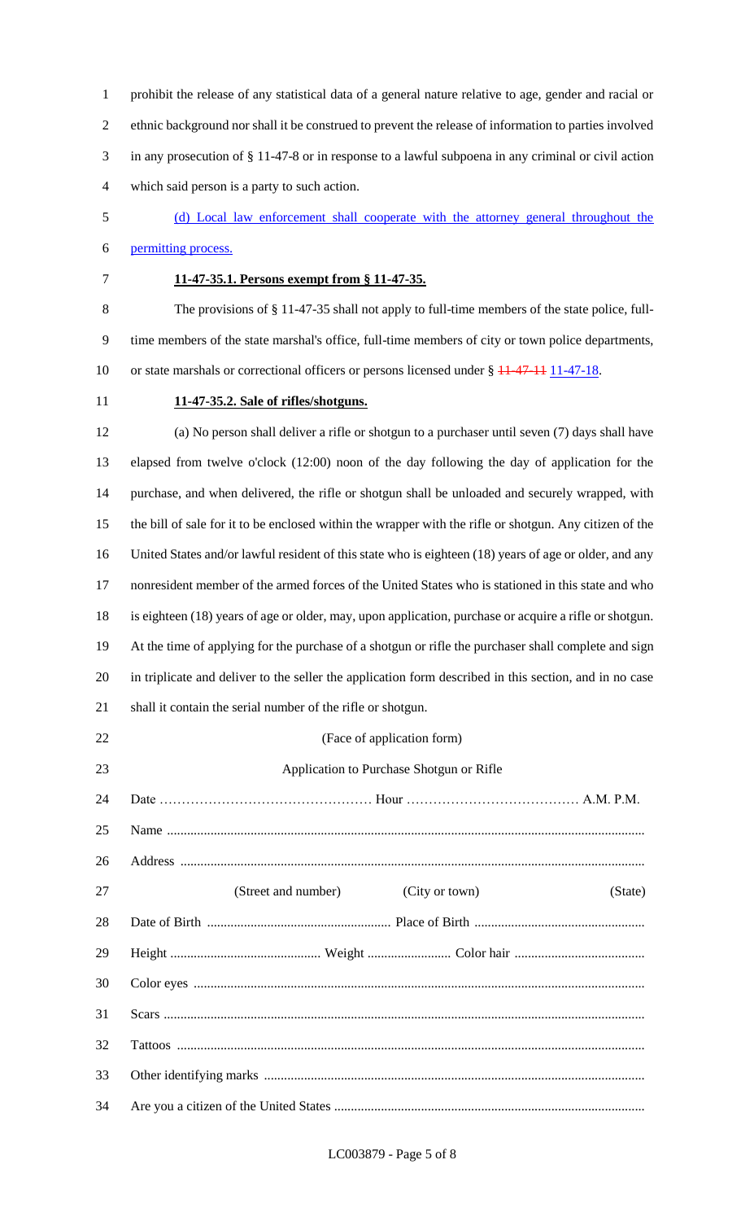prohibit the release of any statistical data of a general nature relative to age, gender and racial or ethnic background nor shall it be construed to prevent the release of information to parties involved in any prosecution of § 11-47-8 or in response to a lawful subpoena in any criminal or civil action which said person is a party to such action.

<u>(d) Local law enforcement shall cooperate with the attorney general throughout the permitting process.</u>

**11-47-35.1. Persons exempt from § 11-47-35.**

The provisions of § 11-47-35 shall not apply to full-time members of the state police, full-time members of the state marshal's office, full-time members of city or town police departments, or state marshals or correctional officers or persons licensed under § ~~11-47-11~~ <u>11-47-18</u>.

**11-47-35.2. Sale of rifles/shotguns.**

(a) No person shall deliver a rifle or shotgun to a purchaser until seven (7) days shall have elapsed from twelve o'clock (12:00) noon of the day following the day of application for the purchase, and when delivered, the rifle or shotgun shall be unloaded and securely wrapped, with the bill of sale for it to be enclosed within the wrapper with the rifle or shotgun. Any citizen of the United States and/or lawful resident of this state who is eighteen (18) years of age or older, and any nonresident member of the armed forces of the United States who is stationed in this state and who is eighteen (18) years of age or older, may, upon application, purchase or acquire a rifle or shotgun. At the time of applying for the purchase of a shotgun or rifle the purchaser shall complete and sign in triplicate and deliver to the seller the application form described in this section, and in no case shall it contain the serial number of the rifle or shotgun.

(Face of application form)

Application to Purchase Shotgun or Rifle

Date ………………………………………… Hour ………………………………… A.M. P.M.

Name ..............................................................................................................................................

Address ...........................................................................................................................................

(Street and number) (City or town) (State)

Date of Birth ....................................................... Place of Birth ..................................................

Height ............................................ Weight ......................... Color hair .......................................

Color eyes ......................................................................................................................................

Scars ...............................................................................................................................................

Tattoos ...........................................................................................................................................

Other identifying marks .................................................................................................................

Are you a citizen of the United States ............................................................................................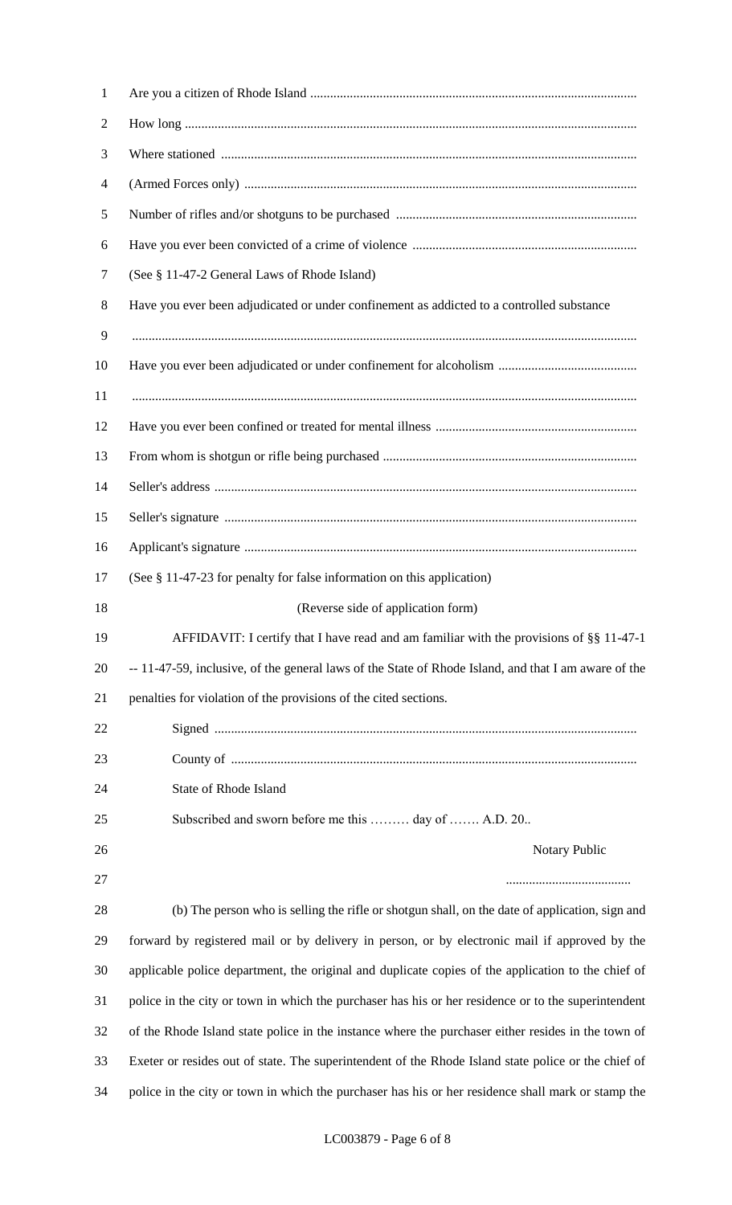Are you a citizen of Rhode Island ..................................................................................................

How long ........................................................................................................................................

Where stationed ..............................................................................................................................

(Armed Forces only) ......................................................................................................................

Number of rifles and/or shotguns to be purchased .......................................................................

Have you ever been convicted of a crime of violence ...................................................................

(See § 11-47-2 General Laws of Rhode Island)

Have you ever been adjudicated or under confinement as addicted to a controlled substance

..........................................................................................................................................................

Have you ever been adjudicated or under confinement for alcoholism .........................................

..........................................................................................................................................................

Have you ever been confined or treated for mental illness ............................................................

From whom is shotgun or rifle being purchased ............................................................................

Seller's address ...............................................................................................................................

Seller's signature ............................................................................................................................

Applicant's signature ......................................................................................................................

(See § 11-47-23 for penalty for false information on this application)

(Reverse side of application form)

AFFIDAVIT: I certify that I have read and am familiar with the provisions of §§ 11-47-1 -- 11-47-59, inclusive, of the general laws of the State of Rhode Island, and that I am aware of the penalties for violation of the provisions of the cited sections.

Signed ..............................................................................................................

County of .........................................................................................................

State of Rhode Island

Subscribed and sworn before me this ……… day of ……. A.D. 20..

Notary Public

.....................................

(b) The person who is selling the rifle or shotgun shall, on the date of application, sign and forward by registered mail or by delivery in person, or by electronic mail if approved by the applicable police department, the original and duplicate copies of the application to the chief of police in the city or town in which the purchaser has his or her residence or to the superintendent of the Rhode Island state police in the instance where the purchaser either resides in the town of Exeter or resides out of state. The superintendent of the Rhode Island state police or the chief of police in the city or town in which the purchaser has his or her residence shall mark or stamp the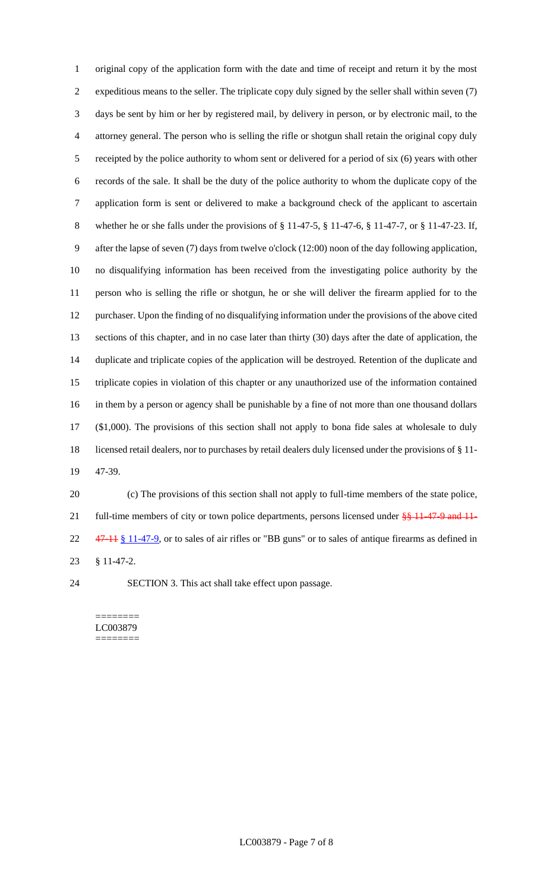original copy of the application form with the date and time of receipt and return it by the most expeditious means to the seller. The triplicate copy duly signed by the seller shall within seven (7) days be sent by him or her by registered mail, by delivery in person, or by electronic mail, to the attorney general. The person who is selling the rifle or shotgun shall retain the original copy duly receipted by the police authority to whom sent or delivered for a period of six (6) years with other records of the sale. It shall be the duty of the police authority to whom the duplicate copy of the application form is sent or delivered to make a background check of the applicant to ascertain whether he or she falls under the provisions of § 11-47-5, § 11-47-6, § 11-47-7, or § 11-47-23. If, after the lapse of seven (7) days from twelve o'clock (12:00) noon of the day following application, no disqualifying information has been received from the investigating police authority by the person who is selling the rifle or shotgun, he or she will deliver the firearm applied for to the purchaser. Upon the finding of no disqualifying information under the provisions of the above cited sections of this chapter, and in no case later than thirty (30) days after the date of application, the duplicate and triplicate copies of the application will be destroyed. Retention of the duplicate and triplicate copies in violation of this chapter or any unauthorized use of the information contained in them by a person or agency shall be punishable by a fine of not more than one thousand dollars ($1,000). The provisions of this section shall not apply to bona fide sales at wholesale to duly licensed retail dealers, nor to purchases by retail dealers duly licensed under the provisions of § 11-47-39.

(c) The provisions of this section shall not apply to full-time members of the state police, full-time members of city or town police departments, persons licensed under ~~§§ 11-47-9 and 11-47-11~~ § 11-47-9, or to sales of air rifles or "BB guns" or to sales of antique firearms as defined in § 11-47-2.

SECTION 3. This act shall take effect upon passage.

========
LC003879
========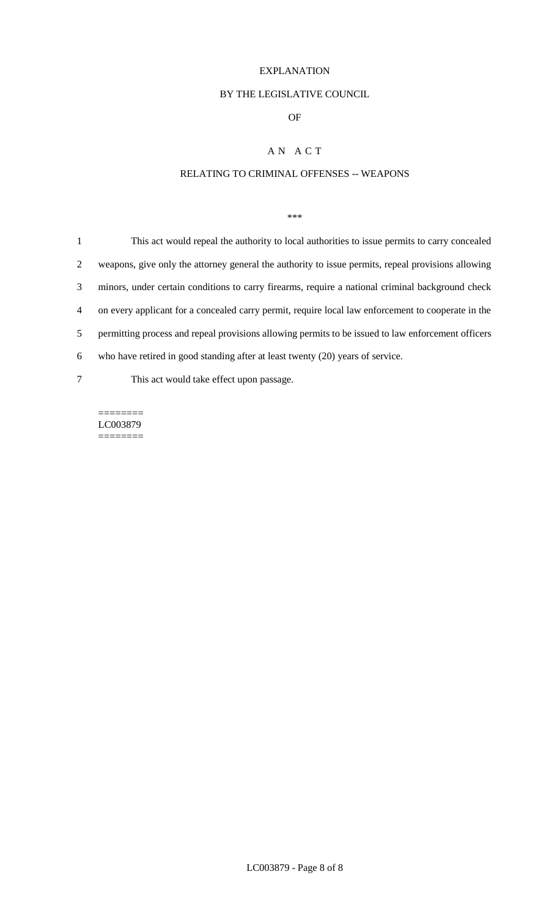EXPLANATION

BY THE LEGISLATIVE COUNCIL

OF

A N A C T

RELATING TO CRIMINAL OFFENSES -- WEAPONS

\*\*\*

This act would repeal the authority to local authorities to issue permits to carry concealed weapons, give only the attorney general the authority to issue permits, repeal provisions allowing minors, under certain conditions to carry firearms, require a national criminal background check on every applicant for a concealed carry permit, require local law enforcement to cooperate in the permitting process and repeal provisions allowing permits to be issued to law enforcement officers who have retired in good standing after at least twenty (20) years of service.

This act would take effect upon passage.

========
LC003879
========